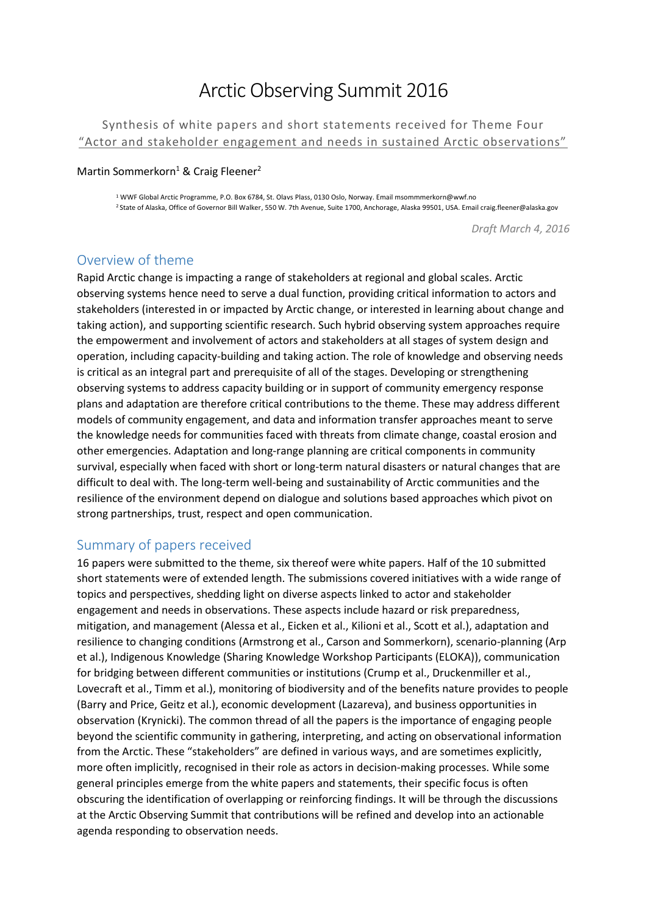# Arctic Observing Summit 2016

Synthesis of white papers and short statements received for Theme Four
"Actor and stakeholder engagement and needs in sustained Arctic observations"

Martin Sommerkorn[1] & Craig Fleener[2]

[1] WWF Global Arctic Programme, P.O. Box 6784, St. Olavs Plass, 0130 Oslo, Norway. Email msommmerkorn@wwf.no
[2] State of Alaska, Office of Governor Bill Walker, 550 W. 7th Avenue, Suite 1700, Anchorage, Alaska 99501, USA. Email craig.fleener@alaska.gov

*Draft March 4, 2016*

## Overview of theme

Rapid Arctic change is impacting a range of stakeholders at regional and global scales. Arctic observing systems hence need to serve a dual function, providing critical information to actors and stakeholders (interested in or impacted by Arctic change, or interested in learning about change and taking action), and supporting scientific research. Such hybrid observing system approaches require the empowerment and involvement of actors and stakeholders at all stages of system design and operation, including capacity-building and taking action. The role of knowledge and observing needs is critical as an integral part and prerequisite of all of the stages. Developing or strengthening observing systems to address capacity building or in support of community emergency response plans and adaptation are therefore critical contributions to the theme. These may address different models of community engagement, and data and information transfer approaches meant to serve the knowledge needs for communities faced with threats from climate change, coastal erosion and other emergencies. Adaptation and long-range planning are critical components in community survival, especially when faced with short or long-term natural disasters or natural changes that are difficult to deal with. The long-term well-being and sustainability of Arctic communities and the resilience of the environment depend on dialogue and solutions based approaches which pivot on strong partnerships, trust, respect and open communication.

## Summary of papers received

16 papers were submitted to the theme, six thereof were white papers. Half of the 10 submitted short statements were of extended length. The submissions covered initiatives with a wide range of topics and perspectives, shedding light on diverse aspects linked to actor and stakeholder engagement and needs in observations. These aspects include hazard or risk preparedness, mitigation, and management (Alessa et al., Eicken et al., Kilioni et al., Scott et al.), adaptation and resilience to changing conditions (Armstrong et al., Carson and Sommerkorn), scenario-planning (Arp et al.), Indigenous Knowledge (Sharing Knowledge Workshop Participants (ELOKA)), communication for bridging between different communities or institutions (Crump et al., Druckenmiller et al., Lovecraft et al., Timm et al.), monitoring of biodiversity and of the benefits nature provides to people (Barry and Price, Geitz et al.), economic development (Lazareva), and business opportunities in observation (Krynicki). The common thread of all the papers is the importance of engaging people beyond the scientific community in gathering, interpreting, and acting on observational information from the Arctic. These "stakeholders" are defined in various ways, and are sometimes explicitly, more often implicitly, recognised in their role as actors in decision-making processes. While some general principles emerge from the white papers and statements, their specific focus is often obscuring the identification of overlapping or reinforcing findings. It will be through the discussions at the Arctic Observing Summit that contributions will be refined and develop into an actionable agenda responding to observation needs.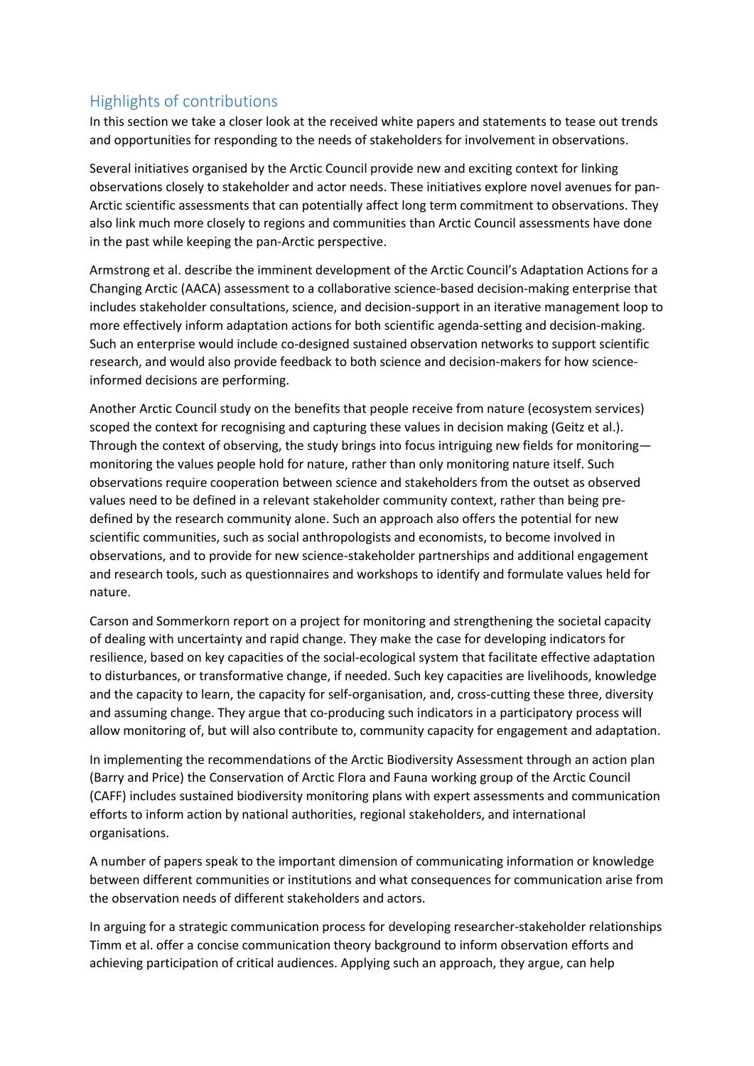## Highlights of contributions

In this section we take a closer look at the received white papers and statements to tease out trends and opportunities for responding to the needs of stakeholders for involvement in observations.

Several initiatives organised by the Arctic Council provide new and exciting context for linking observations closely to stakeholder and actor needs. These initiatives explore novel avenues for pan-Arctic scientific assessments that can potentially affect long term commitment to observations. They also link much more closely to regions and communities than Arctic Council assessments have done in the past while keeping the pan-Arctic perspective.

Armstrong et al. describe the imminent development of the Arctic Council's Adaptation Actions for a Changing Arctic (AACA) assessment to a collaborative science-based decision-making enterprise that includes stakeholder consultations, science, and decision-support in an iterative management loop to more effectively inform adaptation actions for both scientific agenda-setting and decision-making. Such an enterprise would include co-designed sustained observation networks to support scientific research, and would also provide feedback to both science and decision-makers for how science-informed decisions are performing.

Another Arctic Council study on the benefits that people receive from nature (ecosystem services) scoped the context for recognising and capturing these values in decision making (Geitz et al.). Through the context of observing, the study brings into focus intriguing new fields for monitoring—monitoring the values people hold for nature, rather than only monitoring nature itself. Such observations require cooperation between science and stakeholders from the outset as observed values need to be defined in a relevant stakeholder community context, rather than being pre-defined by the research community alone. Such an approach also offers the potential for new scientific communities, such as social anthropologists and economists, to become involved in observations, and to provide for new science-stakeholder partnerships and additional engagement and research tools, such as questionnaires and workshops to identify and formulate values held for nature.

Carson and Sommerkorn report on a project for monitoring and strengthening the societal capacity of dealing with uncertainty and rapid change. They make the case for developing indicators for resilience, based on key capacities of the social-ecological system that facilitate effective adaptation to disturbances, or transformative change, if needed. Such key capacities are livelihoods, knowledge and the capacity to learn, the capacity for self-organisation, and, cross-cutting these three, diversity and assuming change. They argue that co-producing such indicators in a participatory process will allow monitoring of, but will also contribute to, community capacity for engagement and adaptation.

In implementing the recommendations of the Arctic Biodiversity Assessment through an action plan (Barry and Price) the Conservation of Arctic Flora and Fauna working group of the Arctic Council (CAFF) includes sustained biodiversity monitoring plans with expert assessments and communication efforts to inform action by national authorities, regional stakeholders, and international organisations.

A number of papers speak to the important dimension of communicating information or knowledge between different communities or institutions and what consequences for communication arise from the observation needs of different stakeholders and actors.

In arguing for a strategic communication process for developing researcher-stakeholder relationships Timm et al. offer a concise communication theory background to inform observation efforts and achieving participation of critical audiences. Applying such an approach, they argue, can help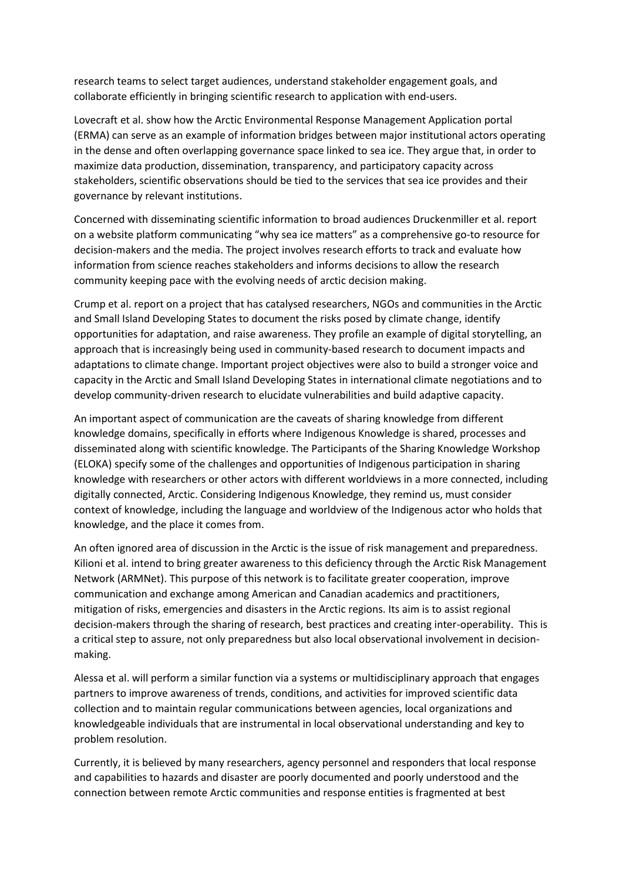research teams to select target audiences, understand stakeholder engagement goals, and collaborate efficiently in bringing scientific research to application with end-users.

Lovecraft et al. show how the Arctic Environmental Response Management Application portal (ERMA) can serve as an example of information bridges between major institutional actors operating in the dense and often overlapping governance space linked to sea ice. They argue that, in order to maximize data production, dissemination, transparency, and participatory capacity across stakeholders, scientific observations should be tied to the services that sea ice provides and their governance by relevant institutions.

Concerned with disseminating scientific information to broad audiences Druckenmiller et al. report on a website platform communicating "why sea ice matters" as a comprehensive go-to resource for decision-makers and the media. The project involves research efforts to track and evaluate how information from science reaches stakeholders and informs decisions to allow the research community keeping pace with the evolving needs of arctic decision making.

Crump et al. report on a project that has catalysed researchers, NGOs and communities in the Arctic and Small Island Developing States to document the risks posed by climate change, identify opportunities for adaptation, and raise awareness. They profile an example of digital storytelling, an approach that is increasingly being used in community-based research to document impacts and adaptations to climate change. Important project objectives were also to build a stronger voice and capacity in the Arctic and Small Island Developing States in international climate negotiations and to develop community-driven research to elucidate vulnerabilities and build adaptive capacity.

An important aspect of communication are the caveats of sharing knowledge from different knowledge domains, specifically in efforts where Indigenous Knowledge is shared, processes and disseminated along with scientific knowledge. The Participants of the Sharing Knowledge Workshop (ELOKA) specify some of the challenges and opportunities of Indigenous participation in sharing knowledge with researchers or other actors with different worldviews in a more connected, including digitally connected, Arctic. Considering Indigenous Knowledge, they remind us, must consider context of knowledge, including the language and worldview of the Indigenous actor who holds that knowledge, and the place it comes from.

An often ignored area of discussion in the Arctic is the issue of risk management and preparedness. Kilioni et al. intend to bring greater awareness to this deficiency through the Arctic Risk Management Network (ARMNet). This purpose of this network is to facilitate greater cooperation, improve communication and exchange among American and Canadian academics and practitioners, mitigation of risks, emergencies and disasters in the Arctic regions. Its aim is to assist regional decision-makers through the sharing of research, best practices and creating inter-operability. This is a critical step to assure, not only preparedness but also local observational involvement in decision-making.

Alessa et al. will perform a similar function via a systems or multidisciplinary approach that engages partners to improve awareness of trends, conditions, and activities for improved scientific data collection and to maintain regular communications between agencies, local organizations and knowledgeable individuals that are instrumental in local observational understanding and key to problem resolution.

Currently, it is believed by many researchers, agency personnel and responders that local response and capabilities to hazards and disaster are poorly documented and poorly understood and the connection between remote Arctic communities and response entities is fragmented at best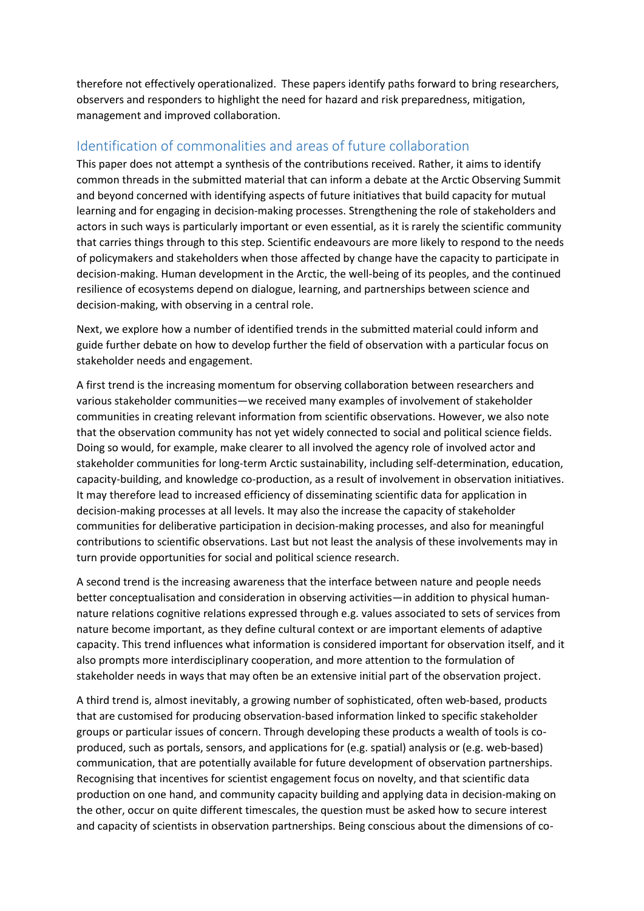therefore not effectively operationalized. These papers identify paths forward to bring researchers, observers and responders to highlight the need for hazard and risk preparedness, mitigation, management and improved collaboration.

## Identification of commonalities and areas of future collaboration

This paper does not attempt a synthesis of the contributions received. Rather, it aims to identify common threads in the submitted material that can inform a debate at the Arctic Observing Summit and beyond concerned with identifying aspects of future initiatives that build capacity for mutual learning and for engaging in decision-making processes. Strengthening the role of stakeholders and actors in such ways is particularly important or even essential, as it is rarely the scientific community that carries things through to this step. Scientific endeavours are more likely to respond to the needs of policymakers and stakeholders when those affected by change have the capacity to participate in decision-making. Human development in the Arctic, the well-being of its peoples, and the continued resilience of ecosystems depend on dialogue, learning, and partnerships between science and decision-making, with observing in a central role.

Next, we explore how a number of identified trends in the submitted material could inform and guide further debate on how to develop further the field of observation with a particular focus on stakeholder needs and engagement.

A first trend is the increasing momentum for observing collaboration between researchers and various stakeholder communities—we received many examples of involvement of stakeholder communities in creating relevant information from scientific observations. However, we also note that the observation community has not yet widely connected to social and political science fields. Doing so would, for example, make clearer to all involved the agency role of involved actor and stakeholder communities for long-term Arctic sustainability, including self-determination, education, capacity-building, and knowledge co-production, as a result of involvement in observation initiatives. It may therefore lead to increased efficiency of disseminating scientific data for application in decision-making processes at all levels. It may also the increase the capacity of stakeholder communities for deliberative participation in decision-making processes, and also for meaningful contributions to scientific observations. Last but not least the analysis of these involvements may in turn provide opportunities for social and political science research.

A second trend is the increasing awareness that the interface between nature and people needs better conceptualisation and consideration in observing activities—in addition to physical human-nature relations cognitive relations expressed through e.g. values associated to sets of services from nature become important, as they define cultural context or are important elements of adaptive capacity. This trend influences what information is considered important for observation itself, and it also prompts more interdisciplinary cooperation, and more attention to the formulation of stakeholder needs in ways that may often be an extensive initial part of the observation project.

A third trend is, almost inevitably, a growing number of sophisticated, often web-based, products that are customised for producing observation-based information linked to specific stakeholder groups or particular issues of concern. Through developing these products a wealth of tools is co-produced, such as portals, sensors, and applications for (e.g. spatial) analysis or (e.g. web-based) communication, that are potentially available for future development of observation partnerships. Recognising that incentives for scientist engagement focus on novelty, and that scientific data production on one hand, and community capacity building and applying data in decision-making on the other, occur on quite different timescales, the question must be asked how to secure interest and capacity of scientists in observation partnerships. Being conscious about the dimensions of co-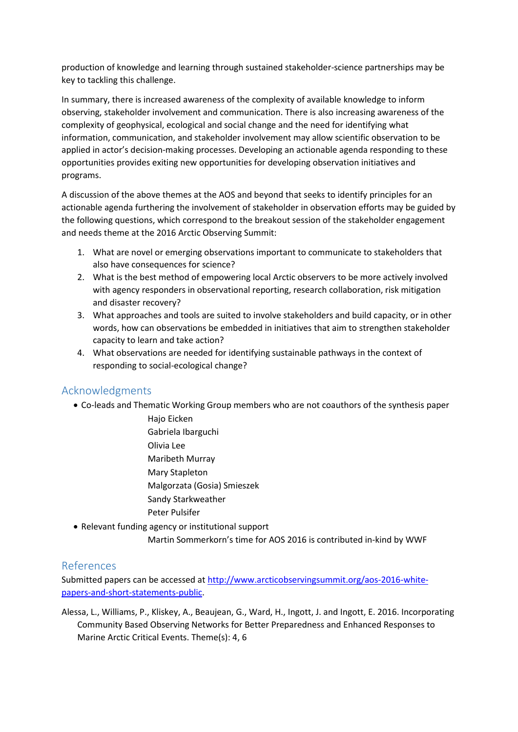production of knowledge and learning through sustained stakeholder-science partnerships may be key to tackling this challenge.

In summary, there is increased awareness of the complexity of available knowledge to inform observing, stakeholder involvement and communication. There is also increasing awareness of the complexity of geophysical, ecological and social change and the need for identifying what information, communication, and stakeholder involvement may allow scientific observation to be applied in actor's decision-making processes. Developing an actionable agenda responding to these opportunities provides exiting new opportunities for developing observation initiatives and programs.

A discussion of the above themes at the AOS and beyond that seeks to identify principles for an actionable agenda furthering the involvement of stakeholder in observation efforts may be guided by the following questions, which correspond to the breakout session of the stakeholder engagement and needs theme at the 2016 Arctic Observing Summit:

1. What are novel or emerging observations important to communicate to stakeholders that also have consequences for science?
2. What is the best method of empowering local Arctic observers to be more actively involved with agency responders in observational reporting, research collaboration, risk mitigation and disaster recovery?
3. What approaches and tools are suited to involve stakeholders and build capacity, or in other words, how can observations be embedded in initiatives that aim to strengthen stakeholder capacity to learn and take action?
4. What observations are needed for identifying sustainable pathways in the context of responding to social-ecological change?

## Acknowledgments

- Co-leads and Thematic Working Group members who are not coauthors of the synthesis paper
  - Hajo Eicken
  - Gabriela Ibarguchi
  - Olivia Lee
  - Maribeth Murray
  - Mary Stapleton
  - Malgorzata (Gosia) Smieszek
  - Sandy Starkweather
  - Peter Pulsifer
- Relevant funding agency or institutional support
  - Martin Sommerkorn's time for AOS 2016 is contributed in-kind by WWF

## References

Submitted papers can be accessed at [http://www.arcticobservingsummit.org/aos-2016-white-papers-and-short-statements-public](http://www.arcticobservingsummit.org/aos-2016-white-papers-and-short-statements-public).

Alessa, L., Williams, P., Kliskey, A., Beaujean, G., Ward, H., Ingott, J. and Ingott, E. 2016. Incorporating Community Based Observing Networks for Better Preparedness and Enhanced Responses to Marine Arctic Critical Events. Theme(s): 4, 6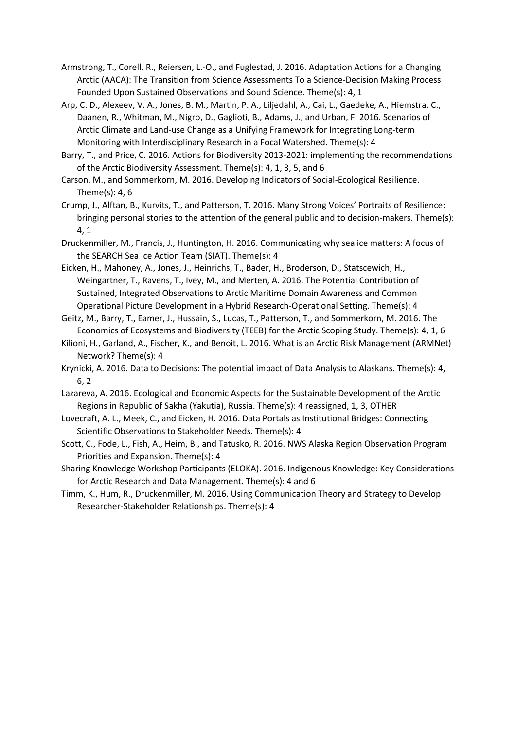Armstrong, T., Corell, R., Reiersen, L.-O., and Fuglestad, J. 2016. Adaptation Actions for a Changing Arctic (AACA): The Transition from Science Assessments To a Science-Decision Making Process Founded Upon Sustained Observations and Sound Science. Theme(s): 4, 1

Arp, C. D., Alexeev, V. A., Jones, B. M., Martin, P. A., Liljedahl, A., Cai, L., Gaedeke, A., Hiemstra, C., Daanen, R., Whitman, M., Nigro, D., Gaglioti, B., Adams, J., and Urban, F. 2016. Scenarios of Arctic Climate and Land-use Change as a Unifying Framework for Integrating Long-term Monitoring with Interdisciplinary Research in a Focal Watershed. Theme(s): 4

Barry, T., and Price, C. 2016. Actions for Biodiversity 2013-2021: implementing the recommendations of the Arctic Biodiversity Assessment. Theme(s): 4, 1, 3, 5, and 6

Carson, M., and Sommerkorn, M. 2016. Developing Indicators of Social-Ecological Resilience. Theme(s): 4, 6

Crump, J., Alftan, B., Kurvits, T., and Patterson, T. 2016. Many Strong Voices' Portraits of Resilience: bringing personal stories to the attention of the general public and to decision-makers. Theme(s): 4, 1

Druckenmiller, M., Francis, J., Huntington, H. 2016. Communicating why sea ice matters: A focus of the SEARCH Sea Ice Action Team (SIAT). Theme(s): 4

Eicken, H., Mahoney, A., Jones, J., Heinrichs, T., Bader, H., Broderson, D., Statscewich, H., Weingartner, T., Ravens, T., Ivey, M., and Merten, A. 2016. The Potential Contribution of Sustained, Integrated Observations to Arctic Maritime Domain Awareness and Common Operational Picture Development in a Hybrid Research-Operational Setting. Theme(s): 4

Geitz, M., Barry, T., Eamer, J., Hussain, S., Lucas, T., Patterson, T., and Sommerkorn, M. 2016. The Economics of Ecosystems and Biodiversity (TEEB) for the Arctic Scoping Study. Theme(s): 4, 1, 6

Kilioni, H., Garland, A., Fischer, K., and Benoit, L. 2016. What is an Arctic Risk Management (ARMNet) Network? Theme(s): 4

Krynicki, A. 2016. Data to Decisions: The potential impact of Data Analysis to Alaskans. Theme(s): 4, 6, 2

Lazareva, A. 2016. Ecological and Economic Aspects for the Sustainable Development of the Arctic Regions in Republic of Sakha (Yakutia), Russia. Theme(s): 4 reassigned, 1, 3, OTHER

Lovecraft, A. L., Meek, C., and Eicken, H. 2016. Data Portals as Institutional Bridges: Connecting Scientific Observations to Stakeholder Needs. Theme(s): 4

Scott, C., Fode, L., Fish, A., Heim, B., and Tatusko, R. 2016. NWS Alaska Region Observation Program Priorities and Expansion. Theme(s): 4

Sharing Knowledge Workshop Participants (ELOKA). 2016. Indigenous Knowledge: Key Considerations for Arctic Research and Data Management. Theme(s): 4 and 6

Timm, K., Hum, R., Druckenmiller, M. 2016. Using Communication Theory and Strategy to Develop Researcher-Stakeholder Relationships. Theme(s): 4